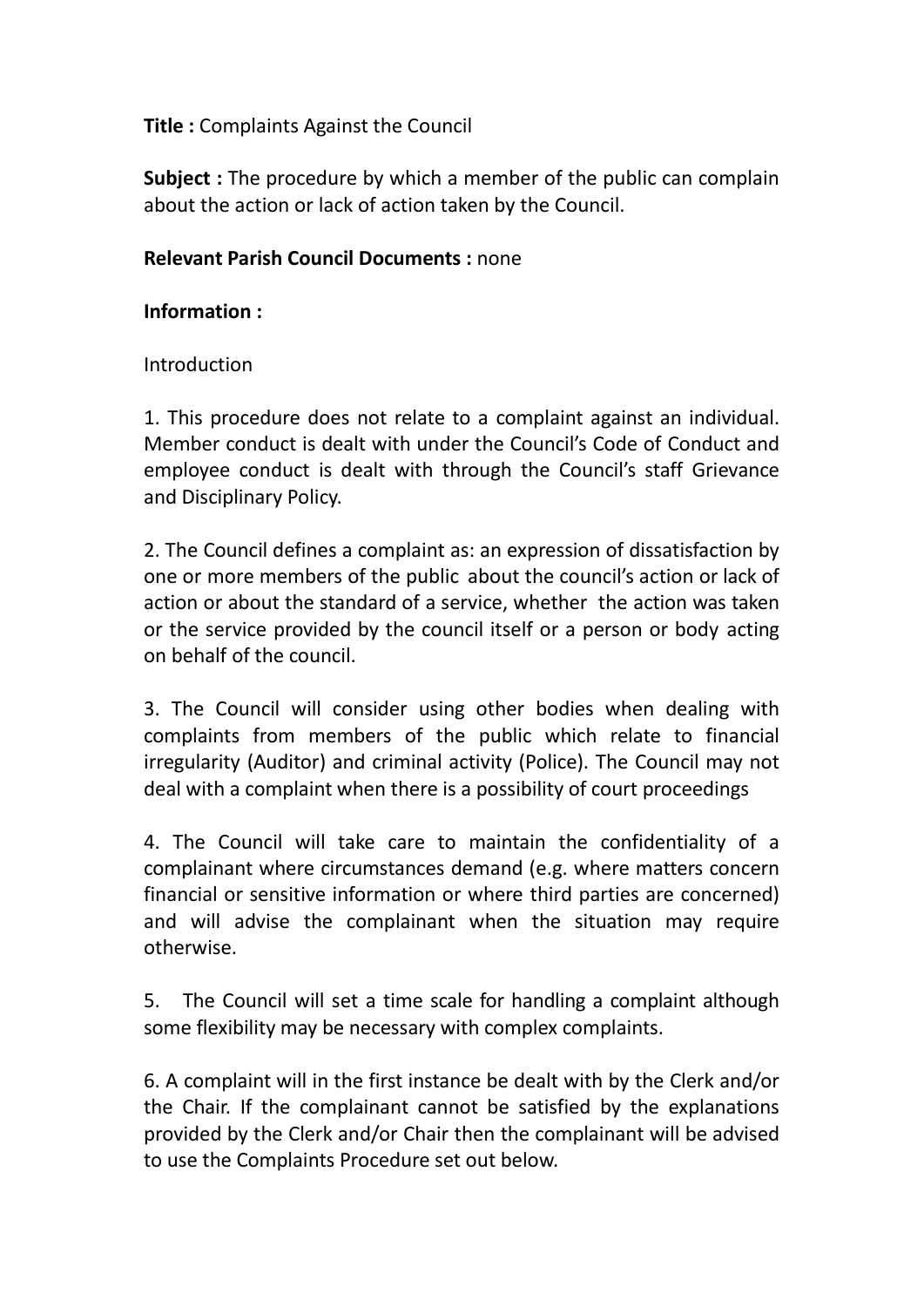**Title :** Complaints Against the Council

**Subject :** The procedure by which a member of the public can complain about the action or lack of action taken by the Council.

**Relevant Parish Council Documents :** none

**Information :**

Introduction

1. This procedure does not relate to a complaint against an individual. Member conduct is dealt with under the Council's Code of Conduct and employee conduct is dealt with through the Council's staff Grievance and Disciplinary Policy.

2. The Council defines a complaint as: an expression of dissatisfaction by one or more members of the public about the council's action or lack of action or about the standard of a service, whether the action was taken or the service provided by the council itself or a person or body acting on behalf of the council.

3. The Council will consider using other bodies when dealing with complaints from members of the public which relate to financial irregularity (Auditor) and criminal activity (Police). The Council may not deal with a complaint when there is a possibility of court proceedings

4. The Council will take care to maintain the confidentiality of a complainant where circumstances demand (e.g. where matters concern financial or sensitive information or where third parties are concerned) and will advise the complainant when the situation may require otherwise.

5. The Council will set a time scale for handling a complaint although some flexibility may be necessary with complex complaints.

6. A complaint will in the first instance be dealt with by the Clerk and/or the Chair. If the complainant cannot be satisfied by the explanations provided by the Clerk and/or Chair then the complainant will be advised to use the Complaints Procedure set out below.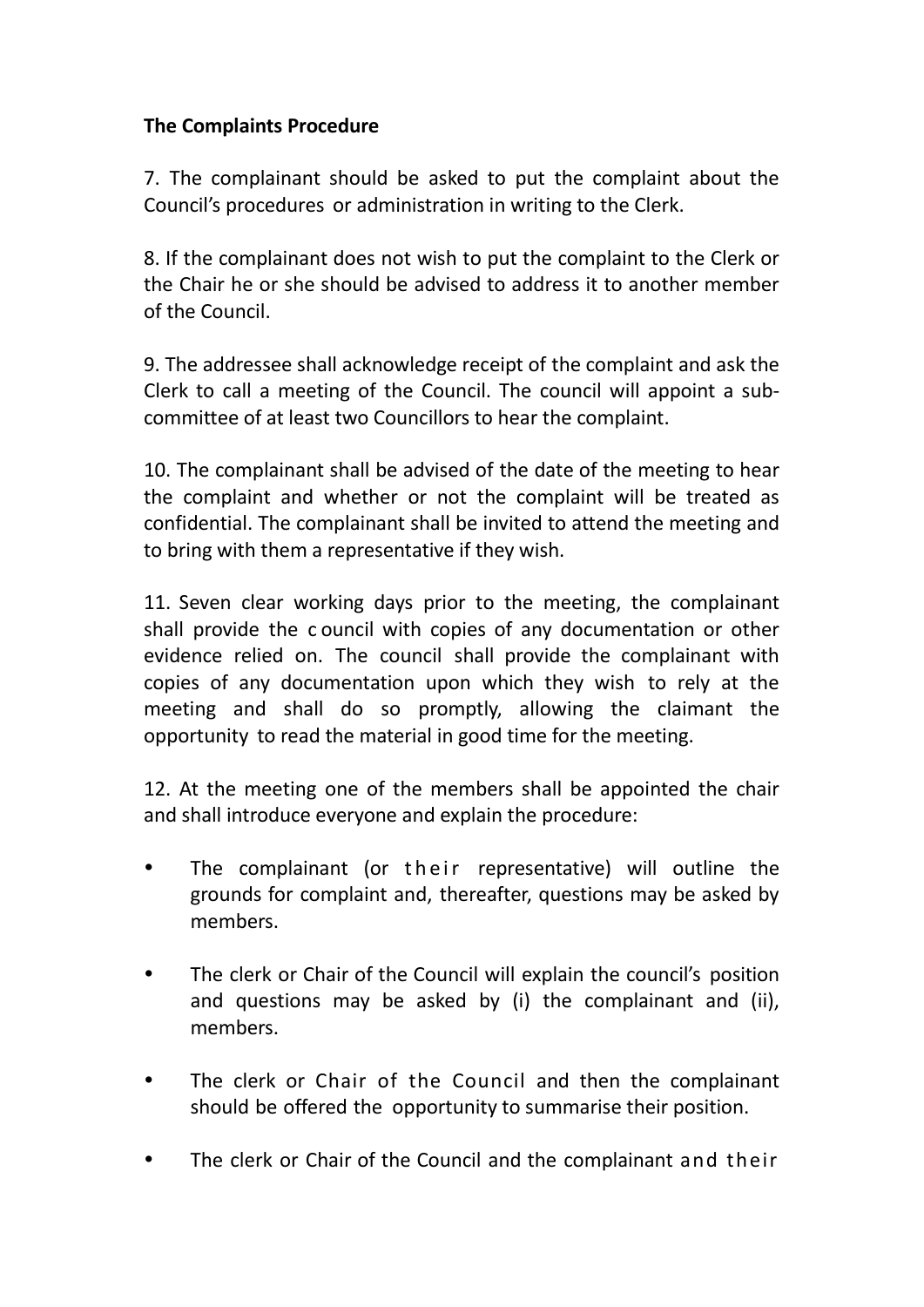**The Complaints Procedure**

7. The complainant should be asked to put the complaint about the Council's procedures or administration in writing to the Clerk.

8. If the complainant does not wish to put the complaint to the Clerk or the Chair he or she should be advised to address it to another member of the Council.

9. The addressee shall acknowledge receipt of the complaint and ask the Clerk to call a meeting of the Council. The council will appoint a sub-committee of at least two Councillors to hear the complaint.

10. The complainant shall be advised of the date of the meeting to hear the complaint and whether or not the complaint will be treated as confidential. The complainant shall be invited to attend the meeting and to bring with them a representative if they wish.

11. Seven clear working days prior to the meeting, the complainant shall provide the c ouncil with copies of any documentation or other evidence relied on. The council shall provide the complainant with copies of any documentation upon which they wish to rely at the meeting and shall do so promptly, allowing the claimant the opportunity to read the material in good time for the meeting.

12. At the meeting one of the members shall be appointed the chair and shall introduce everyone and explain the procedure:

- The complainant (or their representative) will outline the grounds for complaint and, thereafter, questions may be asked by members.
- The clerk or Chair of the Council will explain the council's position and questions may be asked by (i) the complainant and (ii), members.
- The clerk or Chair of the Council and then the complainant should be offered the opportunity to summarise their position.
- The clerk or Chair of the Council and the complainant and their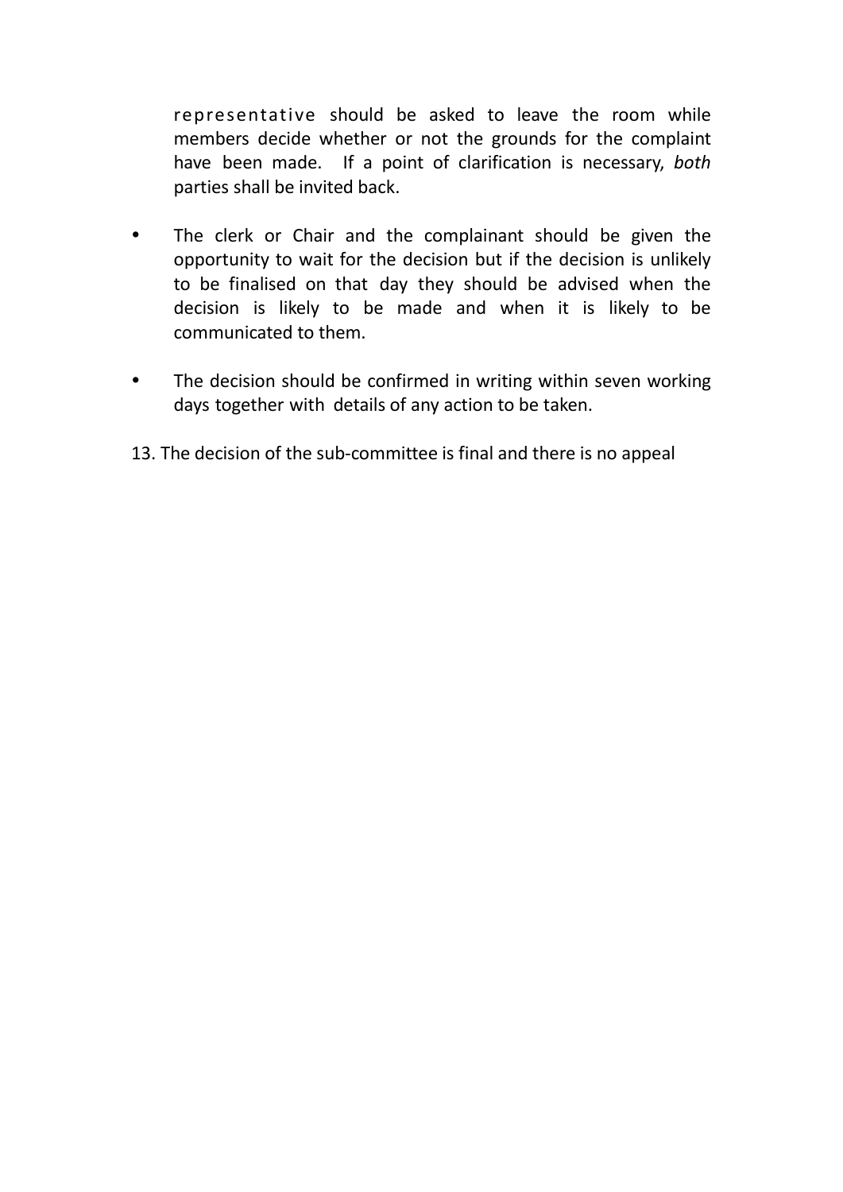representative should be asked to leave the room while members decide whether or not the grounds for the complaint have been made. If a point of clarification is necessary, *both* parties shall be invited back.

- The clerk or Chair and the complainant should be given the opportunity to wait for the decision but if the decision is unlikely to be finalised on that day they should be advised when the decision is likely to be made and when it is likely to be communicated to them.

- The decision should be confirmed in writing within seven working days together with details of any action to be taken.

13. The decision of the sub-committee is final and there is no appeal